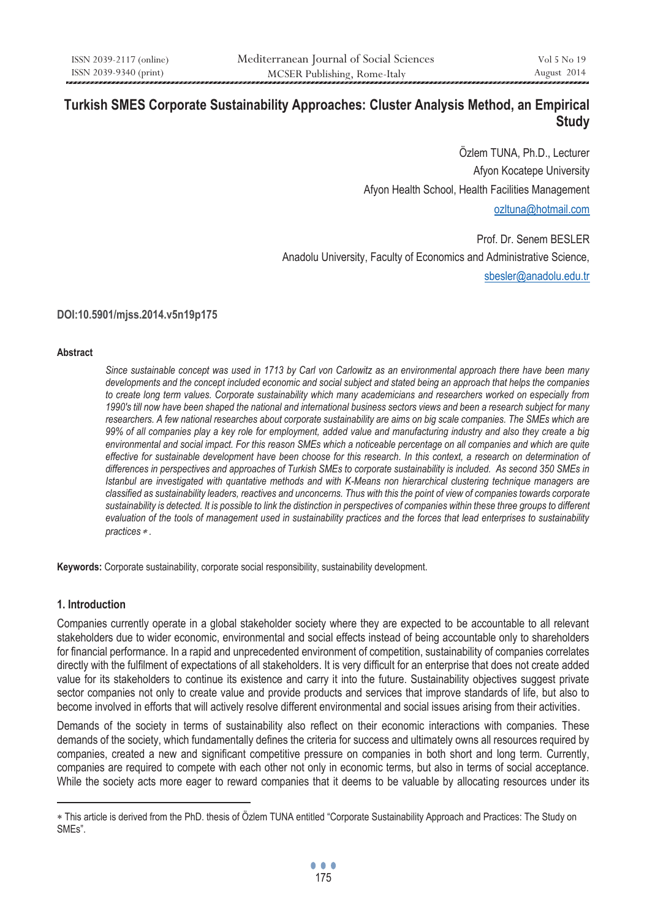# Turkish SMES Corporate Sustainability Approaches: Cluster Analysis Method, an Empirical Study

Özlem TUNA, Ph.D., Lecturer
Afyon Kocatepe University
Afyon Health School, Health Facilities Management
ozltuna@hotmail.com

Prof. Dr. Senem BESLER
Anadolu University, Faculty of Economics and Administrative Science,
sbesler@anadolu.edu.tr

**DOI:10.5901/mjss.2014.v5n19p175**

#### Abstract

*Since sustainable concept was used in 1713 by Carl von Carlowitz as an environmental approach there have been many developments and the concept included economic and social subject and stated being an approach that helps the companies to create long term values. Corporate sustainability which many academicians and researchers worked on especially from 1990's till now have been shaped the national and international business sectors views and been a research subject for many researchers. A few national researches about corporate sustainability are aims on big scale companies. The SMEs which are 99% of all companies play a key role for employment, added value and manufacturing industry and also they create a big environmental and social impact. For this reason SMEs which a noticeable percentage on all companies and which are quite effective for sustainable development have been choose for this research. In this context, a research on determination of differences in perspectives and approaches of Turkish SMEs to corporate sustainability is included. As second 350 SMEs in Istanbul are investigated with quantative methods and with K-Means non hierarchical clustering technique managers are classified as sustainability leaders, reactives and unconcerns. Thus with this the point of view of companies towards corporate sustainability is detected. It is possible to link the distinction in perspectives of companies within these three groups to different evaluation of the tools of management used in sustainability practices and the forces that lead enterprises to sustainability practices∗.*

**Keywords:** Corporate sustainability, corporate social responsibility, sustainability development.

### 1. Introduction

Companies currently operate in a global stakeholder society where they are expected to be accountable to all relevant stakeholders due to wider economic, environmental and social effects instead of being accountable only to shareholders for financial performance. In a rapid and unprecedented environment of competition, sustainability of companies correlates directly with the fulfilment of expectations of all stakeholders. It is very difficult for an enterprise that does not create added value for its stakeholders to continue its existence and carry it into the future. Sustainability objectives suggest private sector companies not only to create value and provide products and services that improve standards of life, but also to become involved in efforts that will actively resolve different environmental and social issues arising from their activities.

Demands of the society in terms of sustainability also reflect on their economic interactions with companies. These demands of the society, which fundamentally defines the criteria for success and ultimately owns all resources required by companies, created a new and significant competitive pressure on companies in both short and long term. Currently, companies are required to compete with each other not only in economic terms, but also in terms of social acceptance. While the society acts more eager to reward companies that it deems to be valuable by allocating resources under its

---

∗ This article is derived from the PhD. thesis of Özlem TUNA entitled "Corporate Sustainability Approach and Practices: The Study on SMEs".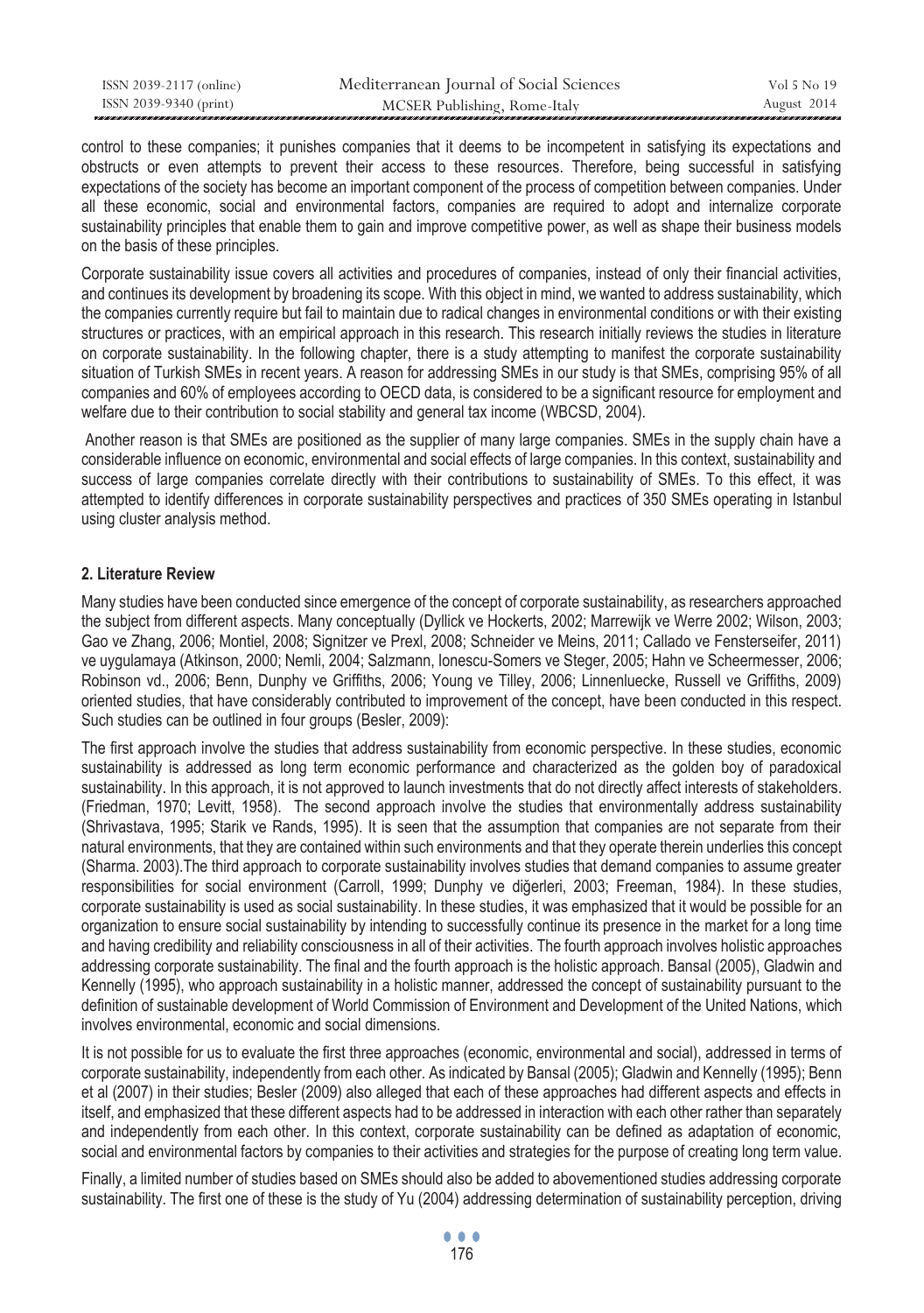control to these companies; it punishes companies that it deems to be incompetent in satisfying its expectations and obstructs or even attempts to prevent their access to these resources. Therefore, being successful in satisfying expectations of the society has become an important component of the process of competition between companies. Under all these economic, social and environmental factors, companies are required to adopt and internalize corporate sustainability principles that enable them to gain and improve competitive power, as well as shape their business models on the basis of these principles.

Corporate sustainability issue covers all activities and procedures of companies, instead of only their financial activities, and continues its development by broadening its scope. With this object in mind, we wanted to address sustainability, which the companies currently require but fail to maintain due to radical changes in environmental conditions or with their existing structures or practices, with an empirical approach in this research. This research initially reviews the studies in literature on corporate sustainability. In the following chapter, there is a study attempting to manifest the corporate sustainability situation of Turkish SMEs in recent years. A reason for addressing SMEs in our study is that SMEs, comprising 95% of all companies and 60% of employees according to OECD data, is considered to be a significant resource for employment and welfare due to their contribution to social stability and general tax income (WBCSD, 2004).

Another reason is that SMEs are positioned as the supplier of many large companies. SMEs in the supply chain have a considerable influence on economic, environmental and social effects of large companies. In this context, sustainability and success of large companies correlate directly with their contributions to sustainability of SMEs. To this effect, it was attempted to identify differences in corporate sustainability perspectives and practices of 350 SMEs operating in Istanbul using cluster analysis method.

## 2. Literature Review

Many studies have been conducted since emergence of the concept of corporate sustainability, as researchers approached the subject from different aspects. Many conceptually (Dyllick ve Hockerts, 2002; Marrewijk ve Werre 2002; Wilson, 2003; Gao ve Zhang, 2006; Montiel, 2008; Signitzer ve Prexl, 2008; Schneider ve Meins, 2011; Callado ve Fensterseifer, 2011) ve uygulamaya (Atkinson, 2000; Nemli, 2004; Salzmann, Ionescu-Somers ve Steger, 2005; Hahn ve Scheermesser, 2006; Robinson vd., 2006; Benn, Dunphy ve Griffiths, 2006; Young ve Tilley, 2006; Linnenluecke, Russell ve Griffiths, 2009) oriented studies, that have considerably contributed to improvement of the concept, have been conducted in this respect. Such studies can be outlined in four groups (Besler, 2009):

The first approach involve the studies that address sustainability from economic perspective. In these studies, economic sustainability is addressed as long term economic performance and characterized as the golden boy of paradoxical sustainability. In this approach, it is not approved to launch investments that do not directly affect interests of stakeholders. (Friedman, 1970; Levitt, 1958). The second approach involve the studies that environmentally address sustainability (Shrivastava, 1995; Starik ve Rands, 1995). It is seen that the assumption that companies are not separate from their natural environments, that they are contained within such environments and that they operate therein underlies this concept (Sharma. 2003).The third approach to corporate sustainability involves studies that demand companies to assume greater responsibilities for social environment (Carroll, 1999; Dunphy ve diğerleri, 2003; Freeman, 1984). In these studies, corporate sustainability is used as social sustainability. In these studies, it was emphasized that it would be possible for an organization to ensure social sustainability by intending to successfully continue its presence in the market for a long time and having credibility and reliability consciousness in all of their activities. The fourth approach involves holistic approaches addressing corporate sustainability. The final and the fourth approach is the holistic approach. Bansal (2005), Gladwin and Kennelly (1995), who approach sustainability in a holistic manner, addressed the concept of sustainability pursuant to the definition of sustainable development of World Commission of Environment and Development of the United Nations, which involves environmental, economic and social dimensions.

It is not possible for us to evaluate the first three approaches (economic, environmental and social), addressed in terms of corporate sustainability, independently from each other. As indicated by Bansal (2005); Gladwin and Kennelly (1995); Benn et al (2007) in their studies; Besler (2009) also alleged that each of these approaches had different aspects and effects in itself, and emphasized that these different aspects had to be addressed in interaction with each other rather than separately and independently from each other. In this context, corporate sustainability can be defined as adaptation of economic, social and environmental factors by companies to their activities and strategies for the purpose of creating long term value.

Finally, a limited number of studies based on SMEs should also be added to abovementioned studies addressing corporate sustainability. The first one of these is the study of Yu (2004) addressing determination of sustainability perception, driving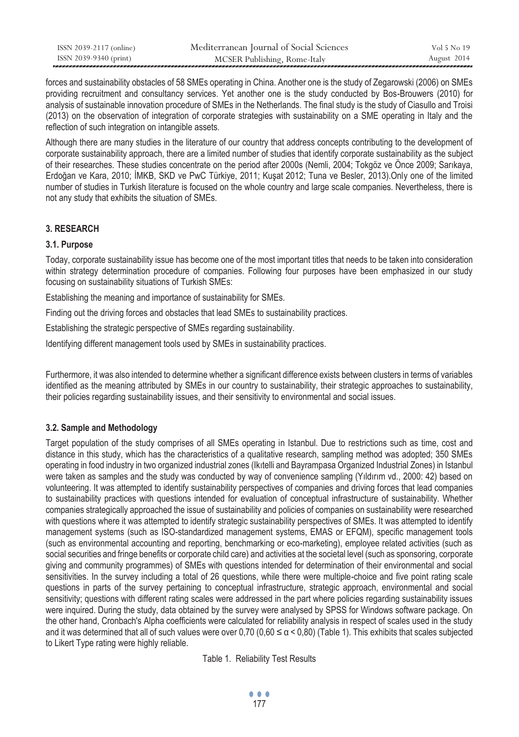forces and sustainability obstacles of 58 SMEs operating in China. Another one is the study of Zegarowski (2006) on SMEs providing recruitment and consultancy services. Yet another one is the study conducted by Bos-Brouwers (2010) for analysis of sustainable innovation procedure of SMEs in the Netherlands. The final study is the study of Ciasullo and Troisi (2013) on the observation of integration of corporate strategies with sustainability on a SME operating in Italy and the reflection of such integration on intangible assets.

Although there are many studies in the literature of our country that address concepts contributing to the development of corporate sustainability approach, there are a limited number of studies that identify corporate sustainability as the subject of their researches. These studies concentrate on the period after 2000s (Nemli, 2004; Tokgöz ve Önce 2009; Sarıkaya, Erdoğan ve Kara, 2010; İMKB, SKD ve PwC Türkiye, 2011; Kuşat 2012; Tuna ve Besler, 2013).Only one of the limited number of studies in Turkish literature is focused on the whole country and large scale companies. Nevertheless, there is not any study that exhibits the situation of SMEs.

## 3. RESEARCH

### 3.1. Purpose

Today, corporate sustainability issue has become one of the most important titles that needs to be taken into consideration within strategy determination procedure of companies. Following four purposes have been emphasized in our study focusing on sustainability situations of Turkish SMEs:

Establishing the meaning and importance of sustainability for SMEs.

Finding out the driving forces and obstacles that lead SMEs to sustainability practices.

Establishing the strategic perspective of SMEs regarding sustainability.

Identifying different management tools used by SMEs in sustainability practices.

Furthermore, it was also intended to determine whether a significant difference exists between clusters in terms of variables identified as the meaning attributed by SMEs in our country to sustainability, their strategic approaches to sustainability, their policies regarding sustainability issues, and their sensitivity to environmental and social issues.

### 3.2. Sample and Methodology

Target population of the study comprises of all SMEs operating in Istanbul. Due to restrictions such as time, cost and distance in this study, which has the characteristics of a qualitative research, sampling method was adopted; 350 SMEs operating in food industry in two organized industrial zones (Ikıtelli and Bayrampasa Organized Industrial Zones) in Istanbul were taken as samples and the study was conducted by way of convenience sampling (Yıldırım vd., 2000: 42) based on volunteering. It was attempted to identify sustainability perspectives of companies and driving forces that lead companies to sustainability practices with questions intended for evaluation of conceptual infrastructure of sustainability. Whether companies strategically approached the issue of sustainability and policies of companies on sustainability were researched with questions where it was attempted to identify strategic sustainability perspectives of SMEs. It was attempted to identify management systems (such as ISO-standardized management systems, EMAS or EFQM), specific management tools (such as environmental accounting and reporting, benchmarking or eco-marketing), employee related activities (such as social securities and fringe benefits or corporate child care) and activities at the societal level (such as sponsoring, corporate giving and community programmes) of SMEs with questions intended for determination of their environmental and social sensitivities. In the survey including a total of 26 questions, while there were multiple-choice and five point rating scale questions in parts of the survey pertaining to conceptual infrastructure, strategic approach, environmental and social sensitivity; questions with different rating scales were addressed in the part where policies regarding sustainability issues were inquired. During the study, data obtained by the survey were analysed by SPSS for Windows software package. On the other hand, Cronbach's Alpha coefficients were calculated for reliability analysis in respect of scales used in the study and it was determined that all of such values were over 0,70 ($0,60 \leq \alpha < 0,80$) (Table 1). This exhibits that scales subjected to Likert Type rating were highly reliable.

Table 1. Reliability Test Results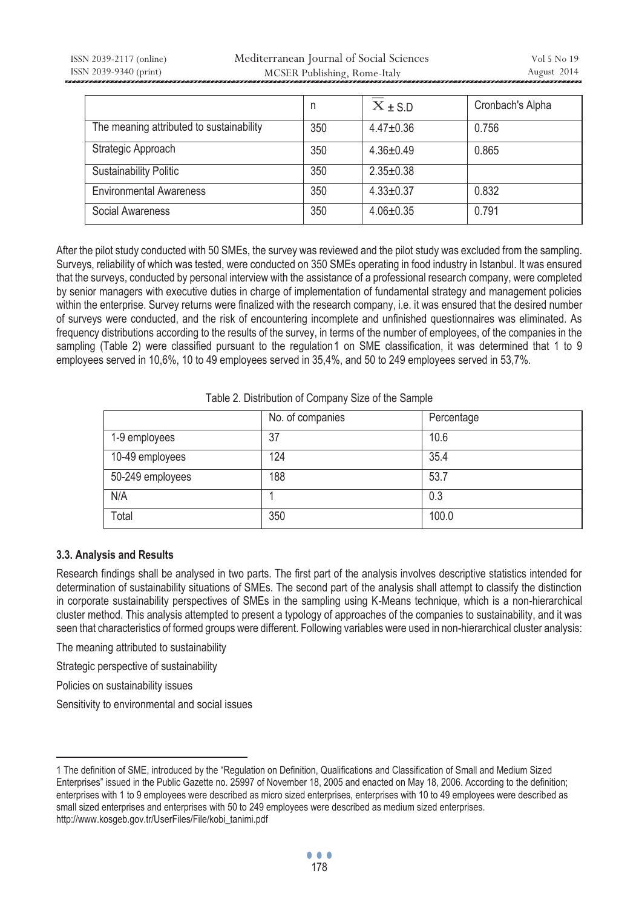| | n | $\overline{X} \pm$ S.D | Cronbach's Alpha |
|---|---|---|---|
| The meaning attributed to sustainability | 350 | 4.47±0.36 | 0.756 |
| Strategic Approach | 350 | 4.36±0.49 | 0.865 |
| Sustainability Politic | 350 | 2.35±0.38 | |
| Environmental Awareness | 350 | 4.33±0.37 | 0.832 |
| Social Awareness | 350 | 4.06±0.35 | 0.791 |

After the pilot study conducted with 50 SMEs, the survey was reviewed and the pilot study was excluded from the sampling. Surveys, reliability of which was tested, were conducted on 350 SMEs operating in food industry in Istanbul. It was ensured that the surveys, conducted by personal interview with the assistance of a professional research company, were completed by senior managers with executive duties in charge of implementation of fundamental strategy and management policies within the enterprise. Survey returns were finalized with the research company, i.e. it was ensured that the desired number of surveys were conducted, and the risk of encountering incomplete and unfinished questionnaires was eliminated. As frequency distributions according to the results of the survey, in terms of the number of employees, of the companies in the sampling (Table 2) were classified pursuant to the regulation[1] on SME classification, it was determined that 1 to 9 employees served in 10,6%, 10 to 49 employees served in 35,4%, and 50 to 249 employees served in 53,7%.

Table 2. Distribution of Company Size of the Sample

| | No. of companies | Percentage |
|---|---|---|
| 1-9 employees | 37 | 10.6 |
| 10-49 employees | 124 | 35.4 |
| 50-249 employees | 188 | 53.7 |
| N/A | 1 | 0.3 |
| Total | 350 | 100.0 |

### 3.3. Analysis and Results

Research findings shall be analysed in two parts. The first part of the analysis involves descriptive statistics intended for determination of sustainability situations of SMEs. The second part of the analysis shall attempt to classify the distinction in corporate sustainability perspectives of SMEs in the sampling using K-Means technique, which is a non-hierarchical cluster method. This analysis attempted to present a typology of approaches of the companies to sustainability, and it was seen that characteristics of formed groups were different. Following variables were used in non-hierarchical cluster analysis:

The meaning attributed to sustainability

Strategic perspective of sustainability

Policies on sustainability issues

Sensitivity to environmental and social issues

---

[1] The definition of SME, introduced by the "Regulation on Definition, Qualifications and Classification of Small and Medium Sized Enterprises" issued in the Public Gazette no. 25997 of November 18, 2005 and enacted on May 18, 2006. According to the definition; enterprises with 1 to 9 employees were described as micro sized enterprises, enterprises with 10 to 49 employees were described as small sized enterprises and enterprises with 50 to 249 employees were described as medium sized enterprises. http://www.kosgeb.gov.tr/UserFiles/File/kobi_tanimi.pdf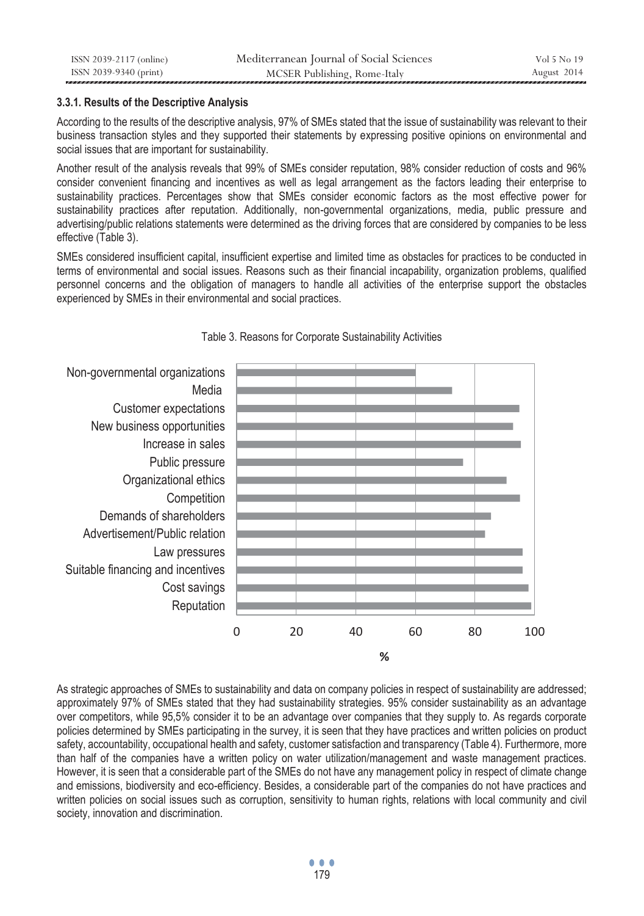#### 3.3.1. Results of the Descriptive Analysis

According to the results of the descriptive analysis, 97% of SMEs stated that the issue of sustainability was relevant to their business transaction styles and they supported their statements by expressing positive opinions on environmental and social issues that are important for sustainability.

Another result of the analysis reveals that 99% of SMEs consider reputation, 98% consider reduction of costs and 96% consider convenient financing and incentives as well as legal arrangement as the factors leading their enterprise to sustainability practices. Percentages show that SMEs consider economic factors as the most effective power for sustainability practices after reputation. Additionally, non-governmental organizations, media, public pressure and advertising/public relations statements were determined as the driving forces that are considered by companies to be less effective (Table 3).

SMEs considered insufficient capital, insufficient expertise and limited time as obstacles for practices to be conducted in terms of environmental and social issues. Reasons such as their financial incapability, organization problems, qualified personnel concerns and the obligation of managers to handle all activities of the enterprise support the obstacles experienced by SMEs in their environmental and social practices.

Table 3. Reasons for Corporate Sustainability Activities

Non-governmental organizations
Media
Customer expectations
New business opportunities
Increase in sales
Public pressure
Organizational ethics
Competition
Demands of shareholders
Advertisement/Public relation
Law pressures
Suitable financing and incentives
Cost savings
Reputation

0 20 40 60 80 100

%

As strategic approaches of SMEs to sustainability and data on company policies in respect of sustainability are addressed; approximately 97% of SMEs stated that they had sustainability strategies. 95% consider sustainability as an advantage over competitors, while 95,5% consider it to be an advantage over companies that they supply to. As regards corporate policies determined by SMEs participating in the survey, it is seen that they have practices and written policies on product safety, accountability, occupational health and safety, customer satisfaction and transparency (Table 4). Furthermore, more than half of the companies have a written policy on water utilization/management and waste management practices. However, it is seen that a considerable part of the SMEs do not have any management policy in respect of climate change and emissions, biodiversity and eco-efficiency. Besides, a considerable part of the companies do not have practices and written policies on social issues such as corruption, sensitivity to human rights, relations with local community and civil society, innovation and discrimination.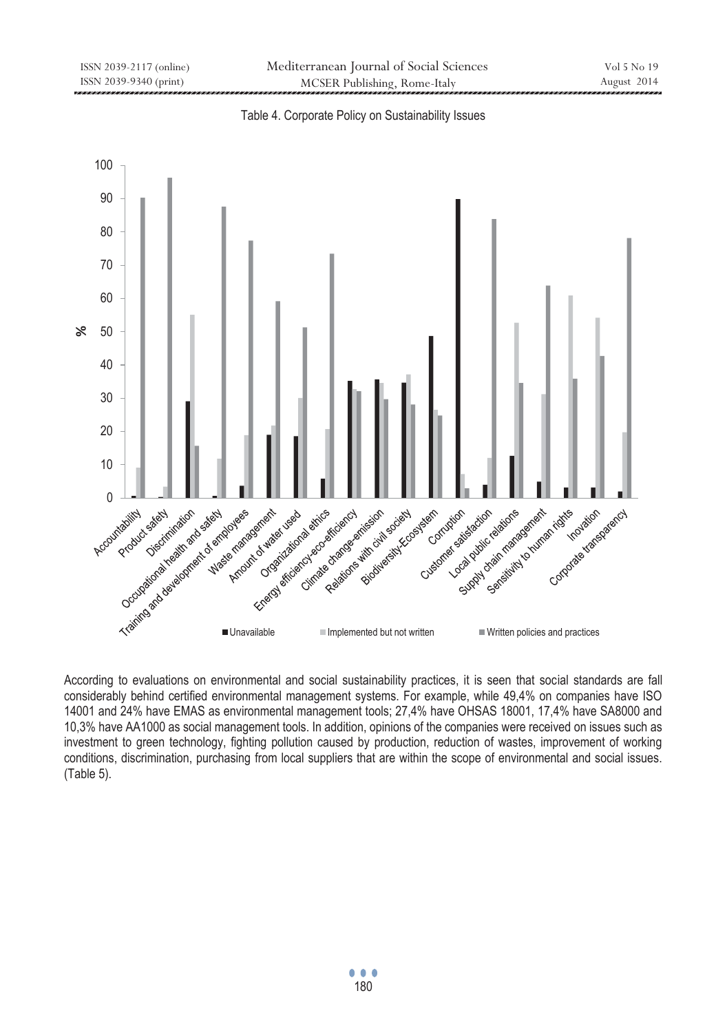Table 4. Corporate Policy on Sustainability Issues

According to evaluations on environmental and social sustainability practices, it is seen that social standards are fall considerably behind certified environmental management systems. For example, while 49,4% on companies have ISO 14001 and 24% have EMAS as environmental management tools; 27,4% have OHSAS 18001, 17,4% have SA8000 and 10,3% have AA1000 as social management tools. In addition, opinions of the companies were received on issues such as investment to green technology, fighting pollution caused by production, reduction of wastes, improvement of working conditions, discrimination, purchasing from local suppliers that are within the scope of environmental and social issues. (Table 5).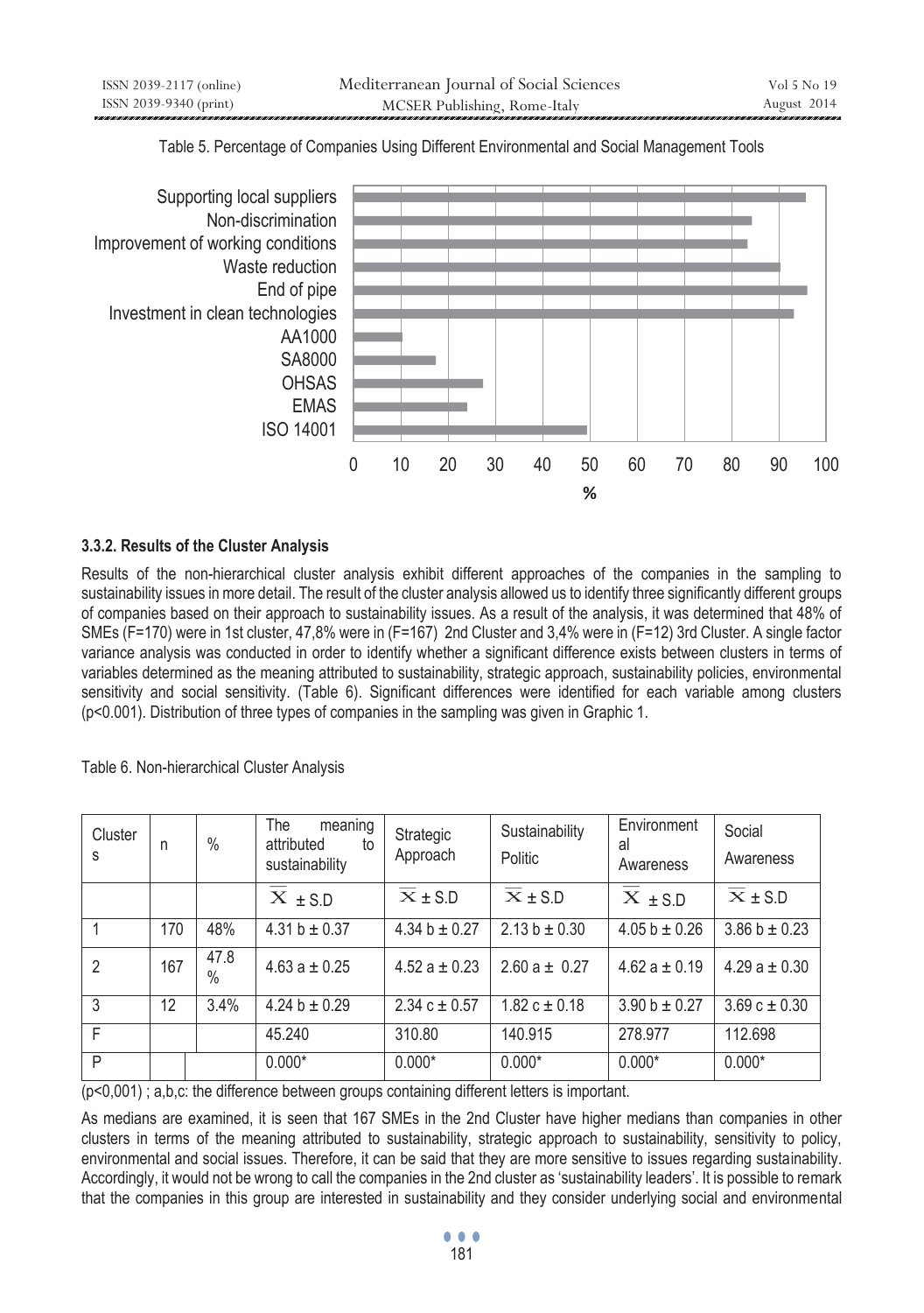Table 5. Percentage of Companies Using Different Environmental and Social Management Tools

#### 3.3.2. Results of the Cluster Analysis

Results of the non-hierarchical cluster analysis exhibit different approaches of the companies in the sampling to sustainability issues in more detail. The result of the cluster analysis allowed us to identify three significantly different groups of companies based on their approach to sustainability issues. As a result of the analysis, it was determined that 48% of SMEs (F=170) were in 1st cluster, 47,8% were in (F=167) 2nd Cluster and 3,4% were in (F=12) 3rd Cluster. A single factor variance analysis was conducted in order to identify whether a significant difference exists between clusters in terms of variables determined as the meaning attributed to sustainability, strategic approach, sustainability policies, environmental sensitivity and social sensitivity. (Table 6). Significant differences were identified for each variable among clusters (p<0.001). Distribution of three types of companies in the sampling was given in Graphic 1.

Table 6. Non-hierarchical Cluster Analysis

| Clusters | n | % | The meaning attributed to sustainability | Strategic Approach | Sustainability Politic | Environmental Awareness | Social Awareness |
|---|---|---|---|---|---|---|---|
| | | | $\overline{X}$ ± S.D | $\overline{X}$ ± S.D | $\overline{X}$ ± S.D | $\overline{X}$ ± S.D | $\overline{X}$ ± S.D |
| 1 | 170 | 48% | 4.31 b ± 0.37 | 4.34 b ± 0.27 | 2.13 b ± 0.30 | 4.05 b ± 0.26 | 3.86 b ± 0.23 |
| 2 | 167 | 47.8 % | 4.63 a ± 0.25 | 4.52 a ± 0.23 | 2.60 a ± 0.27 | 4.62 a ± 0.19 | 4.29 a ± 0.30 |
| 3 | 12 | 3.4% | 4.24 b ± 0.29 | 2.34 c ± 0.57 | 1.82 c ± 0.18 | 3.90 b ± 0.27 | 3.69 c ± 0.30 |
| F | | | 45.240 | 310.80 | 140.915 | 278.977 | 112.698 |
| P | | | 0.000* | 0.000* | 0.000* | 0.000* | 0.000* |

(p<0,001) ; a,b,c: the difference between groups containing different letters is important.

As medians are examined, it is seen that 167 SMEs in the 2nd Cluster have higher medians than companies in other clusters in terms of the meaning attributed to sustainability, strategic approach to sustainability, sensitivity to policy, environmental and social issues. Therefore, it can be said that they are more sensitive to issues regarding sustainability. Accordingly, it would not be wrong to call the companies in the 2nd cluster as 'sustainability leaders'. It is possible to remark that the companies in this group are interested in sustainability and they consider underlying social and environmental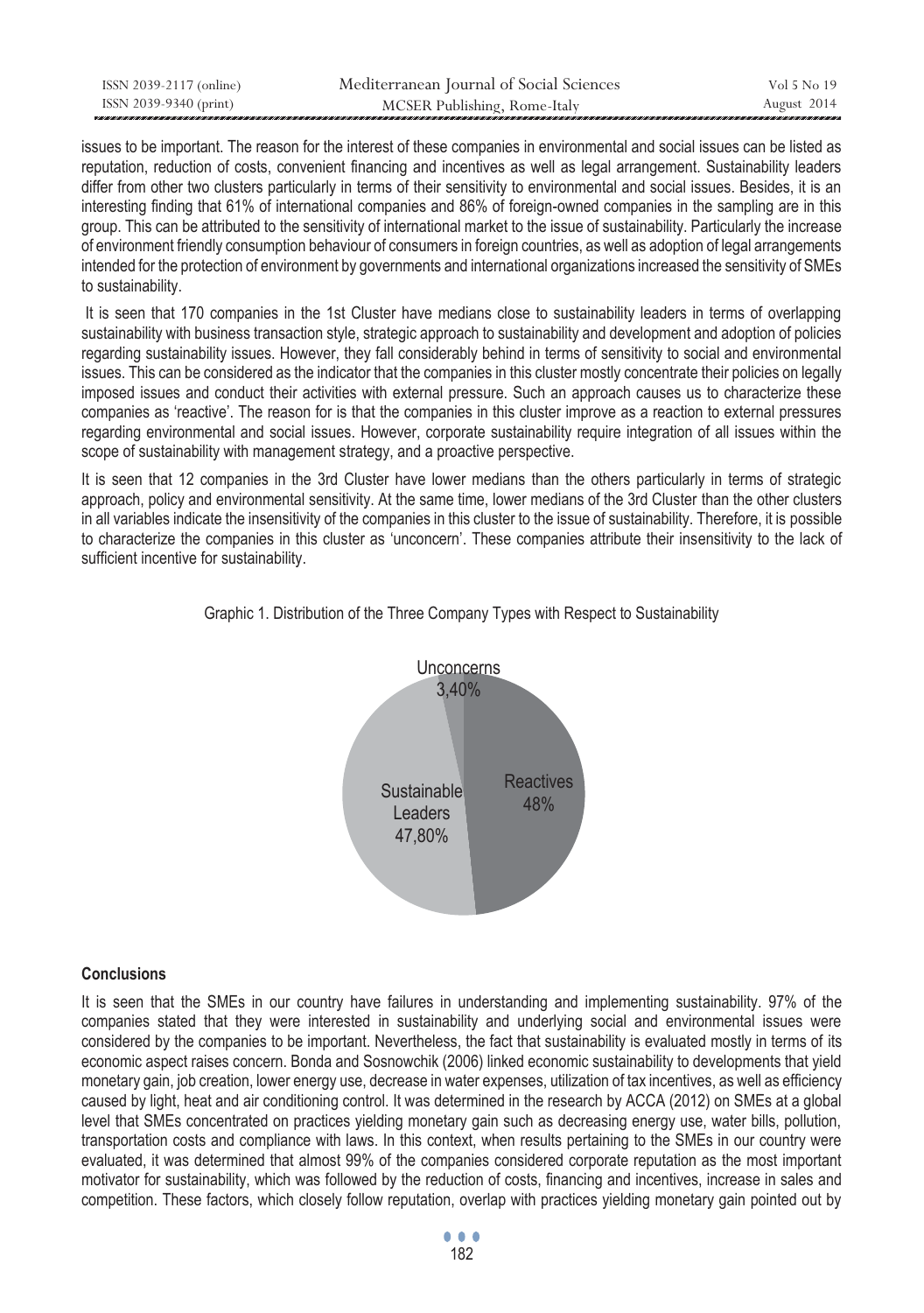issues to be important. The reason for the interest of these companies in environmental and social issues can be listed as reputation, reduction of costs, convenient financing and incentives as well as legal arrangement. Sustainability leaders differ from other two clusters particularly in terms of their sensitivity to environmental and social issues. Besides, it is an interesting finding that 61% of international companies and 86% of foreign-owned companies in the sampling are in this group. This can be attributed to the sensitivity of international market to the issue of sustainability. Particularly the increase of environment friendly consumption behaviour of consumers in foreign countries, as well as adoption of legal arrangements intended for the protection of environment by governments and international organizations increased the sensitivity of SMEs to sustainability.

It is seen that 170 companies in the 1st Cluster have medians close to sustainability leaders in terms of overlapping sustainability with business transaction style, strategic approach to sustainability and development and adoption of policies regarding sustainability issues. However, they fall considerably behind in terms of sensitivity to social and environmental issues. This can be considered as the indicator that the companies in this cluster mostly concentrate their policies on legally imposed issues and conduct their activities with external pressure. Such an approach causes us to characterize these companies as 'reactive'. The reason for is that the companies in this cluster improve as a reaction to external pressures regarding environmental and social issues. However, corporate sustainability require integration of all issues within the scope of sustainability with management strategy, and a proactive perspective.

It is seen that 12 companies in the 3rd Cluster have lower medians than the others particularly in terms of strategic approach, policy and environmental sensitivity. At the same time, lower medians of the 3rd Cluster than the other clusters in all variables indicate the insensitivity of the companies in this cluster to the issue of sustainability. Therefore, it is possible to characterize the companies in this cluster as 'unconcern'. These companies attribute their insensitivity to the lack of sufficient incentive for sustainability.

Graphic 1. Distribution of the Three Company Types with Respect to Sustainability

Unconcerns 3,40%

Reactives 48%

Sustainable Leaders 47,80%

## Conclusions

It is seen that the SMEs in our country have failures in understanding and implementing sustainability. 97% of the companies stated that they were interested in sustainability and underlying social and environmental issues were considered by the companies to be important. Nevertheless, the fact that sustainability is evaluated mostly in terms of its economic aspect raises concern. Bonda and Sosnowchik (2006) linked economic sustainability to developments that yield monetary gain, job creation, lower energy use, decrease in water expenses, utilization of tax incentives, as well as efficiency caused by light, heat and air conditioning control. It was determined in the research by ACCA (2012) on SMEs at a global level that SMEs concentrated on practices yielding monetary gain such as decreasing energy use, water bills, pollution, transportation costs and compliance with laws. In this context, when results pertaining to the SMEs in our country were evaluated, it was determined that almost 99% of the companies considered corporate reputation as the most important motivator for sustainability, which was followed by the reduction of costs, financing and incentives, increase in sales and competition. These factors, which closely follow reputation, overlap with practices yielding monetary gain pointed out by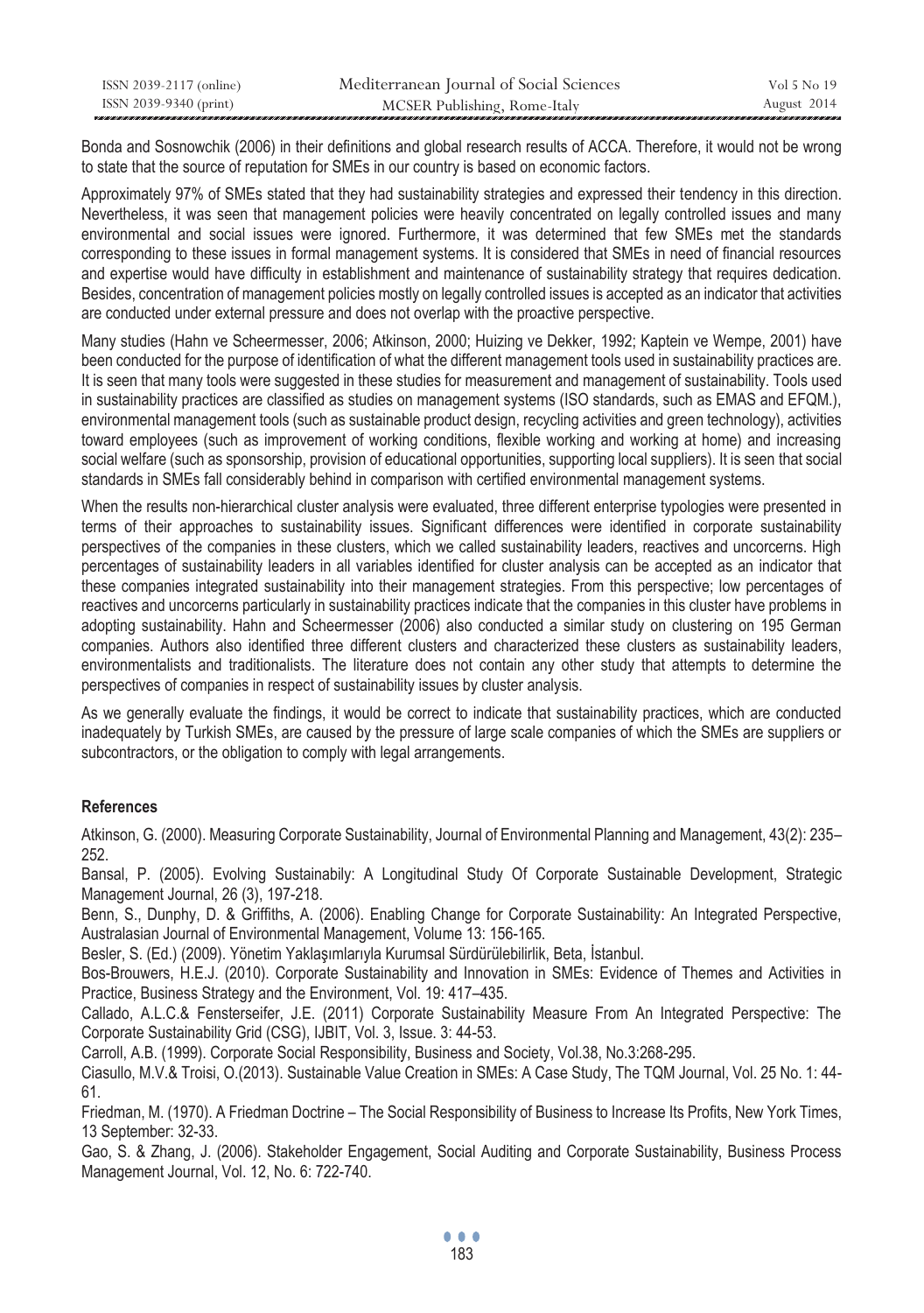Bonda and Sosnowchik (2006) in their definitions and global research results of ACCA. Therefore, it would not be wrong to state that the source of reputation for SMEs in our country is based on economic factors.

Approximately 97% of SMEs stated that they had sustainability strategies and expressed their tendency in this direction. Nevertheless, it was seen that management policies were heavily concentrated on legally controlled issues and many environmental and social issues were ignored. Furthermore, it was determined that few SMEs met the standards corresponding to these issues in formal management systems. It is considered that SMEs in need of financial resources and expertise would have difficulty in establishment and maintenance of sustainability strategy that requires dedication. Besides, concentration of management policies mostly on legally controlled issues is accepted as an indicator that activities are conducted under external pressure and does not overlap with the proactive perspective.

Many studies (Hahn ve Scheermesser, 2006; Atkinson, 2000; Huizing ve Dekker, 1992; Kaptein ve Wempe, 2001) have been conducted for the purpose of identification of what the different management tools used in sustainability practices are. It is seen that many tools were suggested in these studies for measurement and management of sustainability. Tools used in sustainability practices are classified as studies on management systems (ISO standards, such as EMAS and EFQM.), environmental management tools (such as sustainable product design, recycling activities and green technology), activities toward employees (such as improvement of working conditions, flexible working and working at home) and increasing social welfare (such as sponsorship, provision of educational opportunities, supporting local suppliers). It is seen that social standards in SMEs fall considerably behind in comparison with certified environmental management systems.

When the results non-hierarchical cluster analysis were evaluated, three different enterprise typologies were presented in terms of their approaches to sustainability issues. Significant differences were identified in corporate sustainability perspectives of the companies in these clusters, which we called sustainability leaders, reactives and uncorcerns. High percentages of sustainability leaders in all variables identified for cluster analysis can be accepted as an indicator that these companies integrated sustainability into their management strategies. From this perspective; low percentages of reactives and uncorcerns particularly in sustainability practices indicate that the companies in this cluster have problems in adopting sustainability. Hahn and Scheermesser (2006) also conducted a similar study on clustering on 195 German companies. Authors also identified three different clusters and characterized these clusters as sustainability leaders, environmentalists and traditionalists. The literature does not contain any other study that attempts to determine the perspectives of companies in respect of sustainability issues by cluster analysis.

As we generally evaluate the findings, it would be correct to indicate that sustainability practices, which are conducted inadequately by Turkish SMEs, are caused by the pressure of large scale companies of which the SMEs are suppliers or subcontractors, or the obligation to comply with legal arrangements.

## References

Atkinson, G. (2000). Measuring Corporate Sustainability, Journal of Environmental Planning and Management, 43(2): 235–252.

Bansal, P. (2005). Evolving Sustainabily: A Longitudinal Study Of Corporate Sustainable Development, Strategic Management Journal, 26 (3), 197-218.

Benn, S., Dunphy, D. & Griffiths, A. (2006). Enabling Change for Corporate Sustainability: An Integrated Perspective, Australasian Journal of Environmental Management, Volume 13: 156-165.

Besler, S. (Ed.) (2009). Yönetim Yaklaşımlarıyla Kurumsal Sürdürülebilirlik, Beta, İstanbul.

Bos-Brouwers, H.E.J. (2010). Corporate Sustainability and Innovation in SMEs: Evidence of Themes and Activities in Practice, Business Strategy and the Environment, Vol. 19: 417–435.

Callado, A.L.C.& Fensterseifer, J.E. (2011) Corporate Sustainability Measure From An Integrated Perspective: The Corporate Sustainability Grid (CSG), IJBIT, Vol. 3, Issue. 3: 44-53.

Carroll, A.B. (1999). Corporate Social Responsibility, Business and Society, Vol.38, No.3:268-295.

Ciasullo, M.V.& Troisi, O.(2013). Sustainable Value Creation in SMEs: A Case Study, The TQM Journal, Vol. 25 No. 1: 44-61.

Friedman, M. (1970). A Friedman Doctrine – The Social Responsibility of Business to Increase Its Profits, New York Times, 13 September: 32-33.

Gao, S. & Zhang, J. (2006). Stakeholder Engagement, Social Auditing and Corporate Sustainability, Business Process Management Journal, Vol. 12, No. 6: 722-740.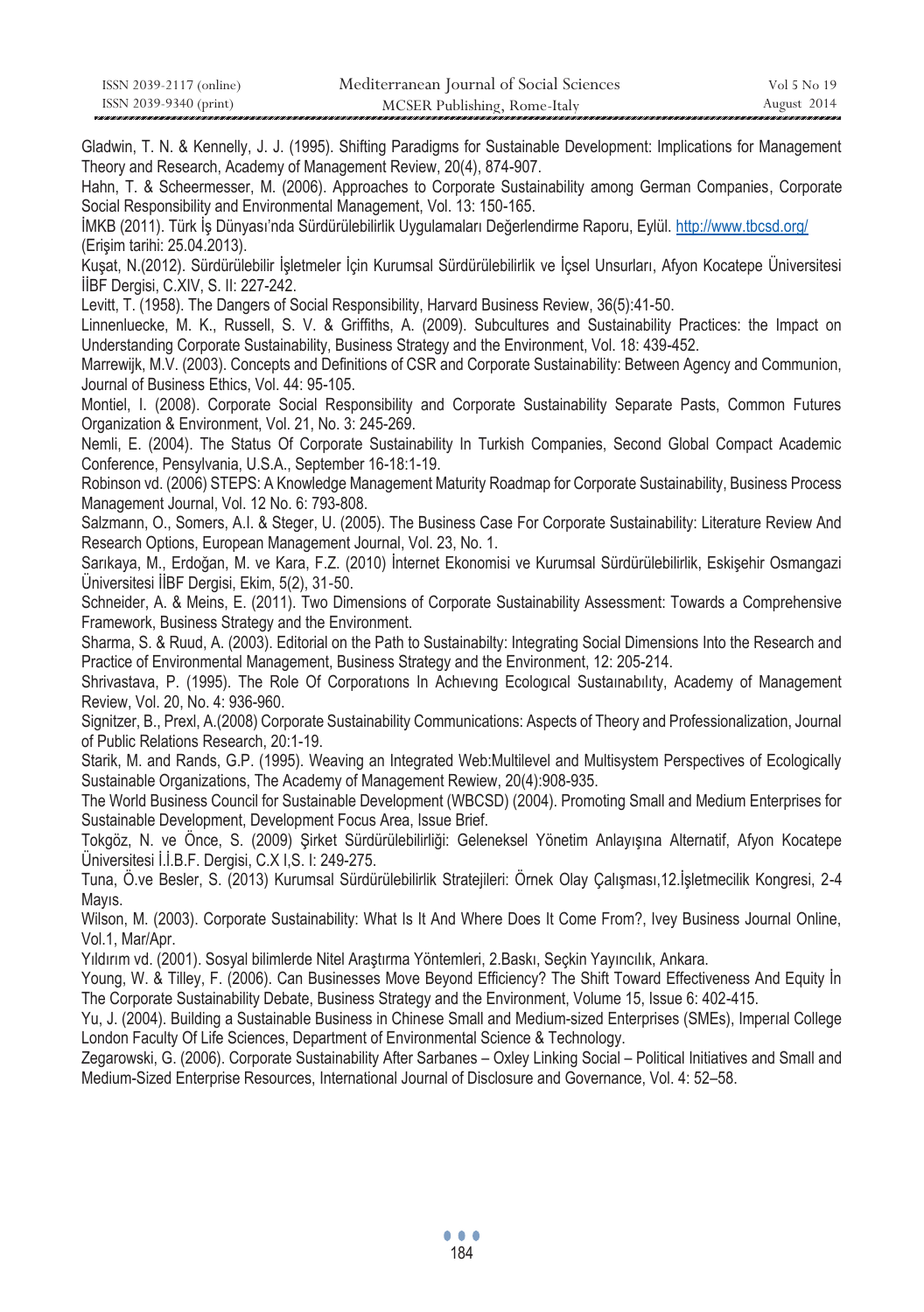Gladwin, T. N. & Kennelly, J. J. (1995). Shifting Paradigms for Sustainable Development: Implications for Management Theory and Research, Academy of Management Review, 20(4), 874-907.

Hahn, T. & Scheermesser, M. (2006). Approaches to Corporate Sustainability among German Companies, Corporate Social Responsibility and Environmental Management, Vol. 13: 150-165.

İMKB (2011). Türk İş Dünyası'nda Sürdürülebilirlik Uygulamaları Değerlendirme Raporu, Eylül. http://www.tbcsd.org/ (Erişim tarihi: 25.04.2013).

Kuşat, N.(2012). Sürdürülebilir İşletmeler İçin Kurumsal Sürdürülebilirlik ve İçsel Unsurları, Afyon Kocatepe Üniversitesi İİBF Dergisi, C.XIV, S. II: 227-242.

Levitt, T. (1958). The Dangers of Social Responsibility, Harvard Business Review, 36(5):41-50.

Linnenluecke, M. K., Russell, S. V. & Griffiths, A. (2009). Subcultures and Sustainability Practices: the Impact on Understanding Corporate Sustainability, Business Strategy and the Environment, Vol. 18: 439-452.

Marrewijk, M.V. (2003). Concepts and Definitions of CSR and Corporate Sustainability: Between Agency and Communion, Journal of Business Ethics, Vol. 44: 95-105.

Montiel, I. (2008). Corporate Social Responsibility and Corporate Sustainability Separate Pasts, Common Futures Organization & Environment, Vol. 21, No. 3: 245-269.

Nemli, E. (2004). The Status Of Corporate Sustainability In Turkish Companies, Second Global Compact Academic Conference, Pensylvania, U.S.A., September 16-18:1-19.

Robinson vd. (2006) STEPS: A Knowledge Management Maturity Roadmap for Corporate Sustainability, Business Process Management Journal, Vol. 12 No. 6: 793-808.

Salzmann, O., Somers, A.I. & Steger, U. (2005). The Business Case For Corporate Sustainability: Literature Review And Research Options, European Management Journal, Vol. 23, No. 1.

Sarıkaya, M., Erdoğan, M. ve Kara, F.Z. (2010) İnternet Ekonomisi ve Kurumsal Sürdürülebilirlik, Eskişehir Osmangazi Üniversitesi İİBF Dergisi, Ekim, 5(2), 31-50.

Schneider, A. & Meins, E. (2011). Two Dimensions of Corporate Sustainability Assessment: Towards a Comprehensive Framework, Business Strategy and the Environment.

Sharma, S. & Ruud, A. (2003). Editorial on the Path to Sustainabilty: Integrating Social Dimensions Into the Research and Practice of Environmental Management, Business Strategy and the Environment, 12: 205-214.

Shrivastava, P. (1995). The Role Of Corporatıons In Achıevıng Ecologıcal Sustaınabılıty, Academy of Management Review, Vol. 20, No. 4: 936-960.

Signitzer, B., Prexl, A.(2008) Corporate Sustainability Communications: Aspects of Theory and Professionalization, Journal of Public Relations Research, 20:1-19.

Starik, M. and Rands, G.P. (1995). Weaving an Integrated Web:Multilevel and Multisystem Perspectives of Ecologically Sustainable Organizations, The Academy of Management Rewiew, 20(4):908-935.

The World Business Council for Sustainable Development (WBCSD) (2004). Promoting Small and Medium Enterprises for Sustainable Development, Development Focus Area, Issue Brief.

Tokgöz, N. ve Önce, S. (2009) Şirket Sürdürülebilirliği: Geleneksel Yönetim Anlayışına Alternatif, Afyon Kocatepe Üniversitesi İ.İ.B.F. Dergisi, C.X I,S. I: 249-275.

Tuna, Ö.ve Besler, S. (2013) Kurumsal Sürdürülebilirlik Stratejileri: Örnek Olay Çalışması,12.İşletmecilik Kongresi, 2-4 Mayıs.

Wilson, M. (2003). Corporate Sustainability: What Is It And Where Does It Come From?, Ivey Business Journal Online, Vol.1, Mar/Apr.

Yıldırım vd. (2001). Sosyal bilimlerde Nitel Araştırma Yöntemleri, 2.Baskı, Seçkin Yayıncılık, Ankara.

Young, W. & Tilley, F. (2006). Can Businesses Move Beyond Efficiency? The Shift Toward Effectiveness And Equity İn The Corporate Sustainability Debate, Business Strategy and the Environment, Volume 15, Issue 6: 402-415.

Yu, J. (2004). Building a Sustainable Business in Chinese Small and Medium-sized Enterprises (SMEs), Imperıal College London Faculty Of Life Sciences, Department of Environmental Science & Technology.

Zegarowski, G. (2006). Corporate Sustainability After Sarbanes – Oxley Linking Social – Political Initiatives and Small and Medium-Sized Enterprise Resources, International Journal of Disclosure and Governance, Vol. 4: 52–58.